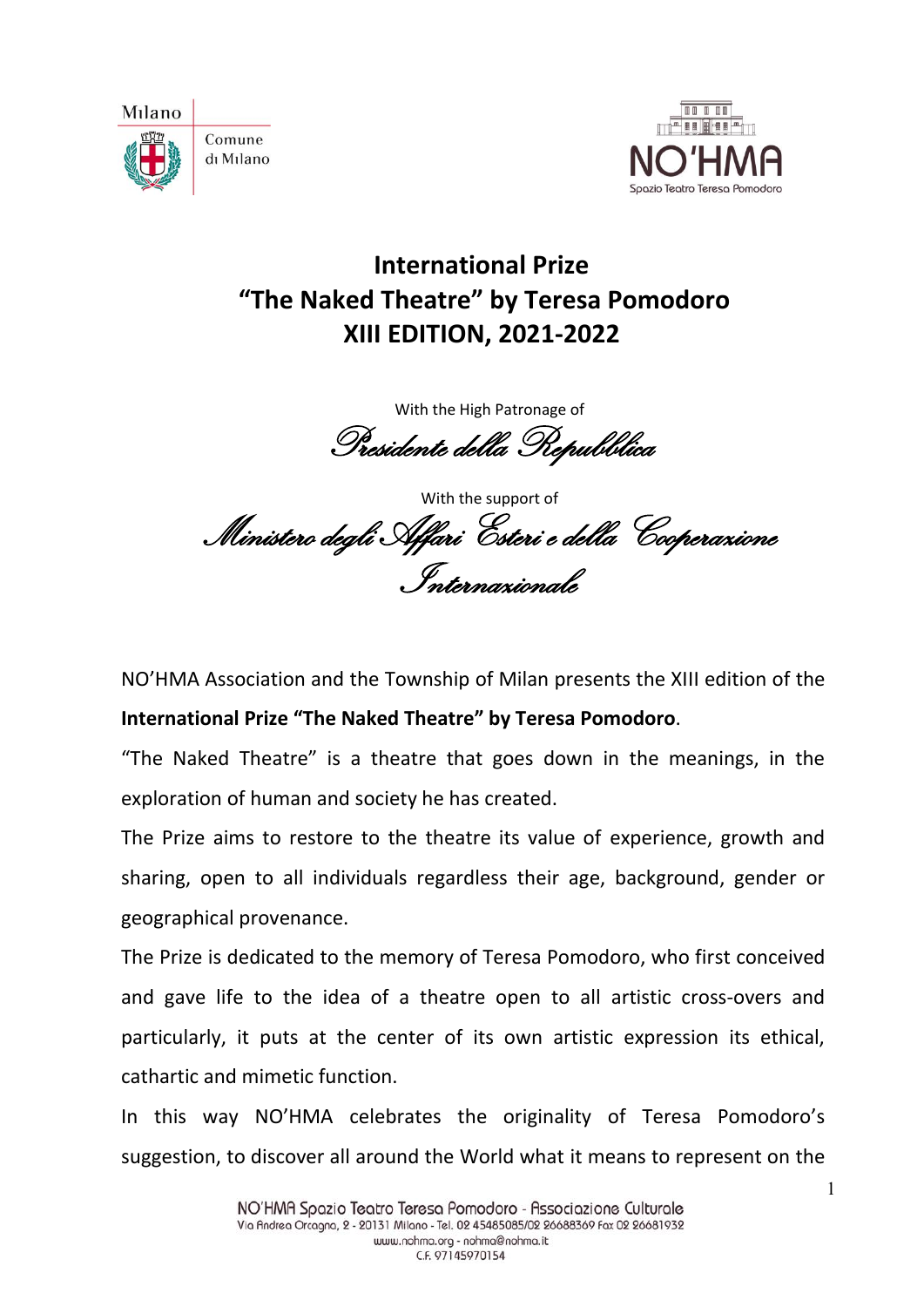Milano

Comune di Milano

NO'HMA

Spazio Teatro Teresa Pomodoro

# International Prize "The Naked Theatre" by Teresa Pomodoro XIII EDITION, 2021-2022

With the High Patronage of

*Presidente della Repubblica*

With the support of

*Ministero degli Affari Esteri e della Cooperazione Internazionale*

NO'HMA Association and the Township of Milan presents the XIII edition of the **International Prize "The Naked Theatre" by Teresa Pomodoro**.

"The Naked Theatre" is a theatre that goes down in the meanings, in the exploration of human and society he has created.

The Prize aims to restore to the theatre its value of experience, growth and sharing, open to all individuals regardless their age, background, gender or geographical provenance.

The Prize is dedicated to the memory of Teresa Pomodoro, who first conceived and gave life to the idea of a theatre open to all artistic cross-overs and particularly, it puts at the center of its own artistic expression its ethical, cathartic and mimetic function.

In this way NO'HMA celebrates the originality of Teresa Pomodoro's suggestion, to discover all around the World what it means to represent on the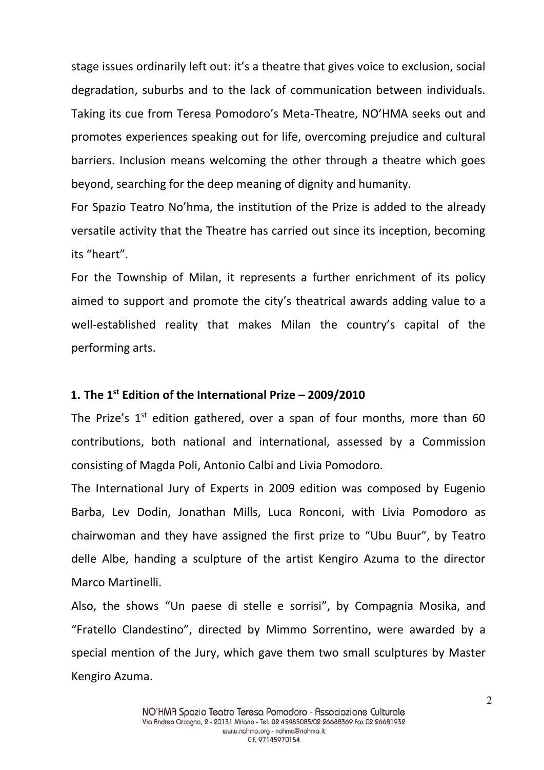stage issues ordinarily left out: it's a theatre that gives voice to exclusion, social degradation, suburbs and to the lack of communication between individuals. Taking its cue from Teresa Pomodoro's Meta-Theatre, NO'HMA seeks out and promotes experiences speaking out for life, overcoming prejudice and cultural barriers. Inclusion means welcoming the other through a theatre which goes beyond, searching for the deep meaning of dignity and humanity.

For Spazio Teatro No'hma, the institution of the Prize is added to the already versatile activity that the Theatre has carried out since its inception, becoming its "heart".

For the Township of Milan, it represents a further enrichment of its policy aimed to support and promote the city's theatrical awards adding value to a well-established reality that makes Milan the country's capital of the performing arts.

## 1. The 1st Edition of the International Prize – 2009/2010

The Prize's 1st edition gathered, over a span of four months, more than 60 contributions, both national and international, assessed by a Commission consisting of Magda Poli, Antonio Calbi and Livia Pomodoro.

The International Jury of Experts in 2009 edition was composed by Eugenio Barba, Lev Dodin, Jonathan Mills, Luca Ronconi, with Livia Pomodoro as chairwoman and they have assigned the first prize to "Ubu Buur", by Teatro delle Albe, handing a sculpture of the artist Kengiro Azuma to the director Marco Martinelli.

Also, the shows "Un paese di stelle e sorrisi", by Compagnia Mosika, and "Fratello Clandestino", directed by Mimmo Sorrentino, were awarded by a special mention of the Jury, which gave them two small sculptures by Master Kengiro Azuma.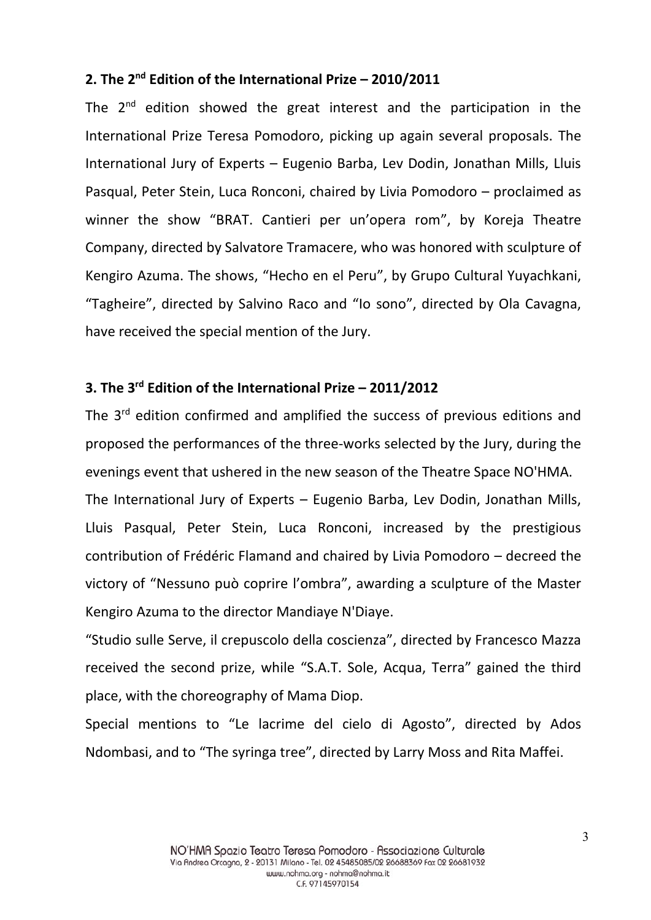## 2. The 2nd Edition of the International Prize – 2010/2011

The 2nd edition showed the great interest and the participation in the International Prize Teresa Pomodoro, picking up again several proposals. The International Jury of Experts – Eugenio Barba, Lev Dodin, Jonathan Mills, Lluis Pasqual, Peter Stein, Luca Ronconi, chaired by Livia Pomodoro – proclaimed as winner the show "BRAT. Cantieri per un'opera rom", by Koreja Theatre Company, directed by Salvatore Tramacere, who was honored with sculpture of Kengiro Azuma. The shows, "Hecho en el Peru", by Grupo Cultural Yuyachkani, "Tagheire", directed by Salvino Raco and "Io sono", directed by Ola Cavagna, have received the special mention of the Jury.

## 3. The 3rd Edition of the International Prize – 2011/2012

The 3rd edition confirmed and amplified the success of previous editions and proposed the performances of the three-works selected by the Jury, during the evenings event that ushered in the new season of the Theatre Space NO'HMA.

The International Jury of Experts – Eugenio Barba, Lev Dodin, Jonathan Mills, Lluis Pasqual, Peter Stein, Luca Ronconi, increased by the prestigious contribution of Frédéric Flamand and chaired by Livia Pomodoro – decreed the victory of "Nessuno può coprire l'ombra", awarding a sculpture of the Master Kengiro Azuma to the director Mandiaye N'Diaye.

"Studio sulle Serve, il crepuscolo della coscienza", directed by Francesco Mazza received the second prize, while "S.A.T. Sole, Acqua, Terra" gained the third place, with the choreography of Mama Diop.

Special mentions to "Le lacrime del cielo di Agosto", directed by Ados Ndombasi, and to "The syringa tree", directed by Larry Moss and Rita Maffei.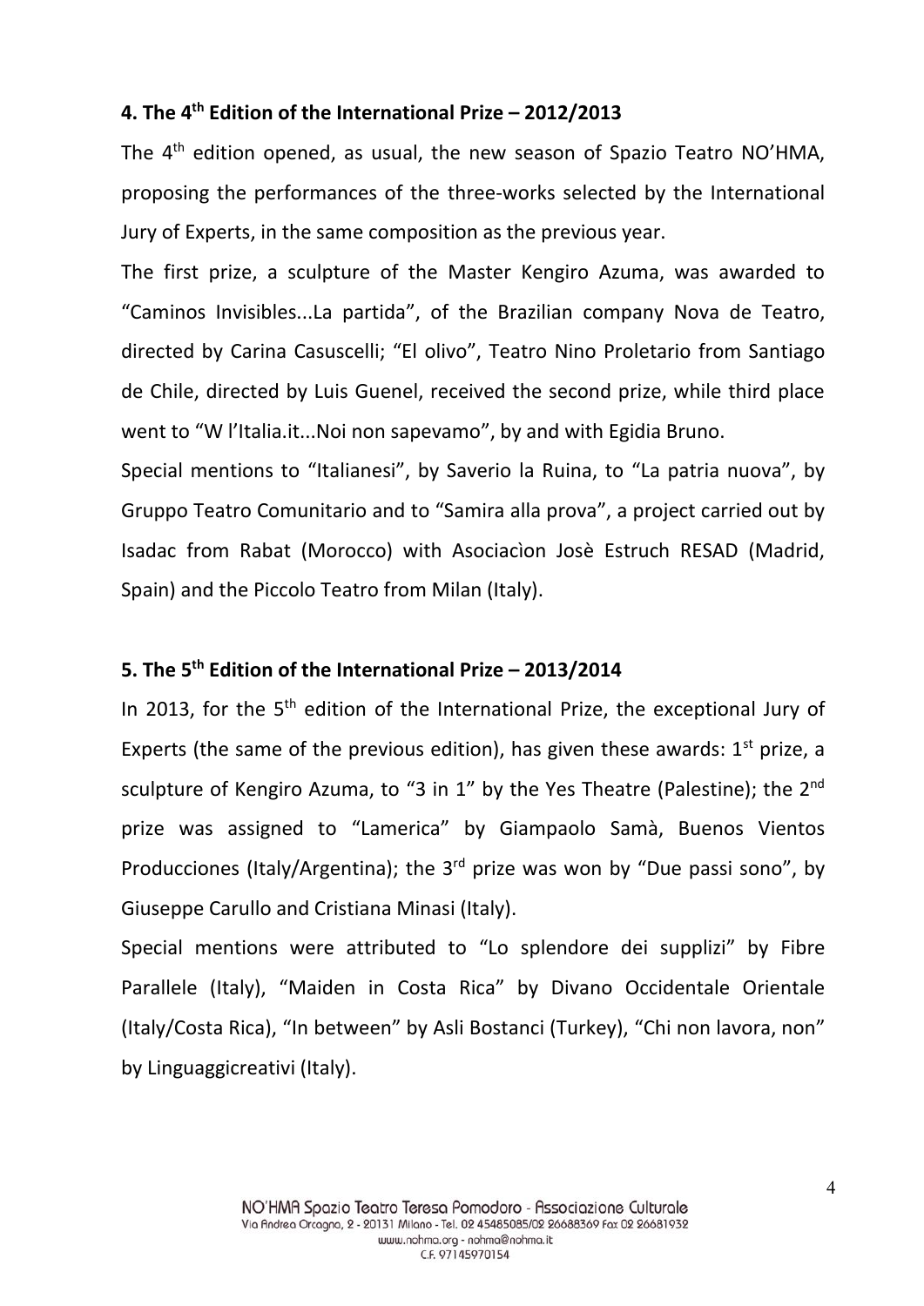## 4. The 4th Edition of the International Prize – 2012/2013

The 4th edition opened, as usual, the new season of Spazio Teatro NO'HMA, proposing the performances of the three-works selected by the International Jury of Experts, in the same composition as the previous year.

The first prize, a sculpture of the Master Kengiro Azuma, was awarded to "Caminos Invisibles...La partida", of the Brazilian company Nova de Teatro, directed by Carina Casuscelli; "El olivo", Teatro Nino Proletario from Santiago de Chile, directed by Luis Guenel, received the second prize, while third place went to "W l'Italia.it...Noi non sapevamo", by and with Egidia Bruno.

Special mentions to "Italianesi", by Saverio la Ruina, to "La patria nuova", by Gruppo Teatro Comunitario and to "Samira alla prova", a project carried out by Isadac from Rabat (Morocco) with Asociacìon Josè Estruch RESAD (Madrid, Spain) and the Piccolo Teatro from Milan (Italy).

## 5. The 5th Edition of the International Prize – 2013/2014

In 2013, for the 5th edition of the International Prize, the exceptional Jury of Experts (the same of the previous edition), has given these awards: 1st prize, a sculpture of Kengiro Azuma, to "3 in 1" by the Yes Theatre (Palestine); the 2nd prize was assigned to "Lamerica" by Giampaolo Samà, Buenos Vientos Producciones (Italy/Argentina); the 3rd prize was won by "Due passi sono", by Giuseppe Carullo and Cristiana Minasi (Italy).

Special mentions were attributed to "Lo splendore dei supplizi" by Fibre Parallele (Italy), "Maiden in Costa Rica" by Divano Occidentale Orientale (Italy/Costa Rica), "In between" by Asli Bostanci (Turkey), "Chi non lavora, non" by Linguaggicreativi (Italy).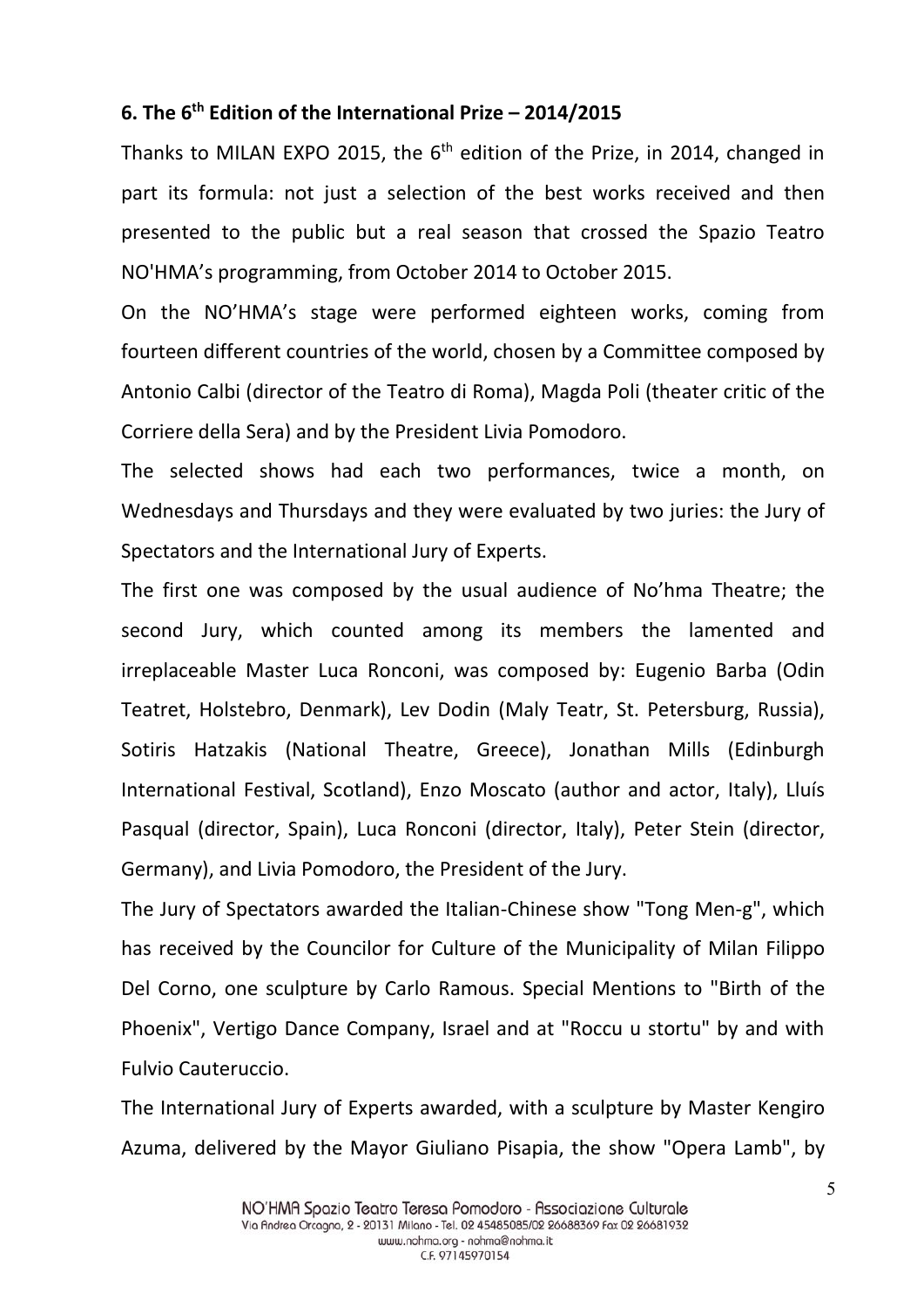## 6. The 6th Edition of the International Prize – 2014/2015

Thanks to MILAN EXPO 2015, the 6th edition of the Prize, in 2014, changed in part its formula: not just a selection of the best works received and then presented to the public but a real season that crossed the Spazio Teatro NO'HMA's programming, from October 2014 to October 2015.

On the NO'HMA's stage were performed eighteen works, coming from fourteen different countries of the world, chosen by a Committee composed by Antonio Calbi (director of the Teatro di Roma), Magda Poli (theater critic of the Corriere della Sera) and by the President Livia Pomodoro.

The selected shows had each two performances, twice a month, on Wednesdays and Thursdays and they were evaluated by two juries: the Jury of Spectators and the International Jury of Experts.

The first one was composed by the usual audience of No'hma Theatre; the second Jury, which counted among its members the lamented and irreplaceable Master Luca Ronconi, was composed by: Eugenio Barba (Odin Teatret, Holstebro, Denmark), Lev Dodin (Maly Teatr, St. Petersburg, Russia), Sotiris Hatzakis (National Theatre, Greece), Jonathan Mills (Edinburgh International Festival, Scotland), Enzo Moscato (author and actor, Italy), Lluís Pasqual (director, Spain), Luca Ronconi (director, Italy), Peter Stein (director, Germany), and Livia Pomodoro, the President of the Jury.

The Jury of Spectators awarded the Italian-Chinese show "Tong Men-g", which has received by the Councilor for Culture of the Municipality of Milan Filippo Del Corno, one sculpture by Carlo Ramous. Special Mentions to "Birth of the Phoenix", Vertigo Dance Company, Israel and at "Roccu u stortu" by and with Fulvio Cauteruccio.

The International Jury of Experts awarded, with a sculpture by Master Kengiro Azuma, delivered by the Mayor Giuliano Pisapia, the show "Opera Lamb", by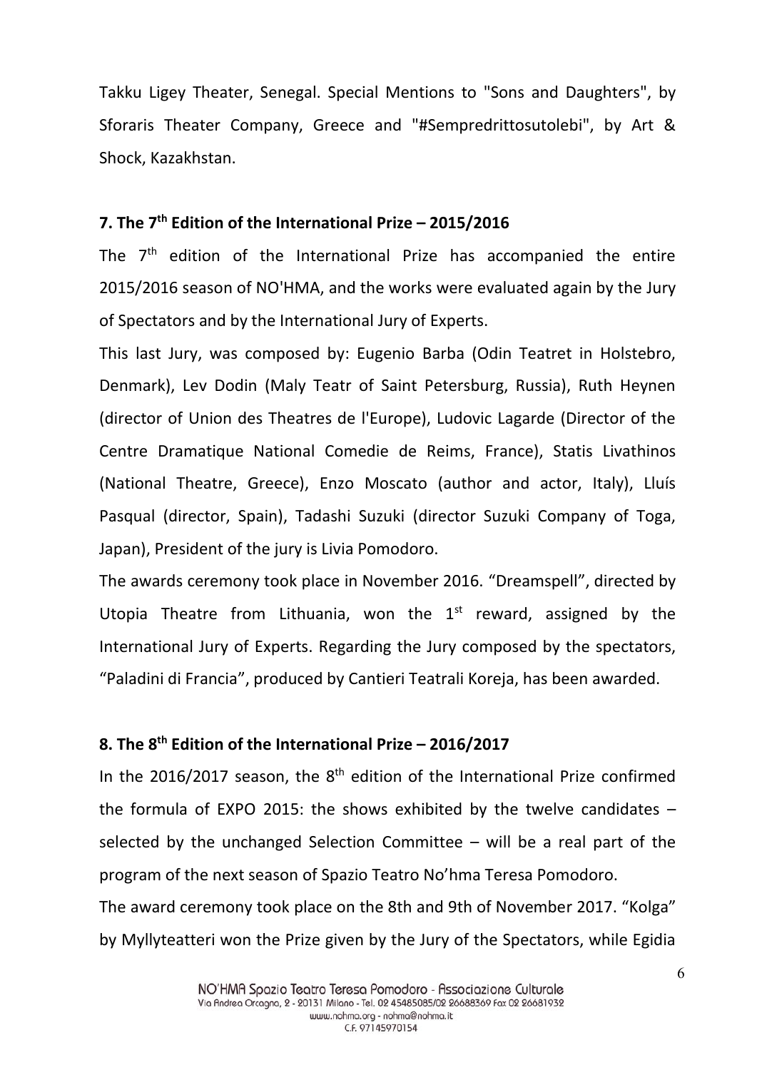Takku Ligey Theater, Senegal. Special Mentions to "Sons and Daughters", by Sforaris Theater Company, Greece and "#Sempredrittosutolebi", by Art & Shock, Kazakhstan.

## 7. The 7th Edition of the International Prize – 2015/2016

The 7th edition of the International Prize has accompanied the entire 2015/2016 season of NO'HMA, and the works were evaluated again by the Jury of Spectators and by the International Jury of Experts.

This last Jury, was composed by: Eugenio Barba (Odin Teatret in Holstebro, Denmark), Lev Dodin (Maly Teatr of Saint Petersburg, Russia), Ruth Heynen (director of Union des Theatres de l'Europe), Ludovic Lagarde (Director of the Centre Dramatique National Comedie de Reims, France), Statis Livathinos (National Theatre, Greece), Enzo Moscato (author and actor, Italy), Lluís Pasqual (director, Spain), Tadashi Suzuki (director Suzuki Company of Toga, Japan), President of the jury is Livia Pomodoro.

The awards ceremony took place in November 2016. “Dreamspell”, directed by Utopia Theatre from Lithuania, won the 1st reward, assigned by the International Jury of Experts. Regarding the Jury composed by the spectators, “Paladini di Francia”, produced by Cantieri Teatrali Koreja, has been awarded.

## 8. The 8th Edition of the International Prize – 2016/2017

In the 2016/2017 season, the 8th edition of the International Prize confirmed the formula of EXPO 2015: the shows exhibited by the twelve candidates – selected by the unchanged Selection Committee – will be a real part of the program of the next season of Spazio Teatro No’hma Teresa Pomodoro.

The award ceremony took place on the 8th and 9th of November 2017. “Kolga” by Myllyteatteri won the Prize given by the Jury of the Spectators, while Egidia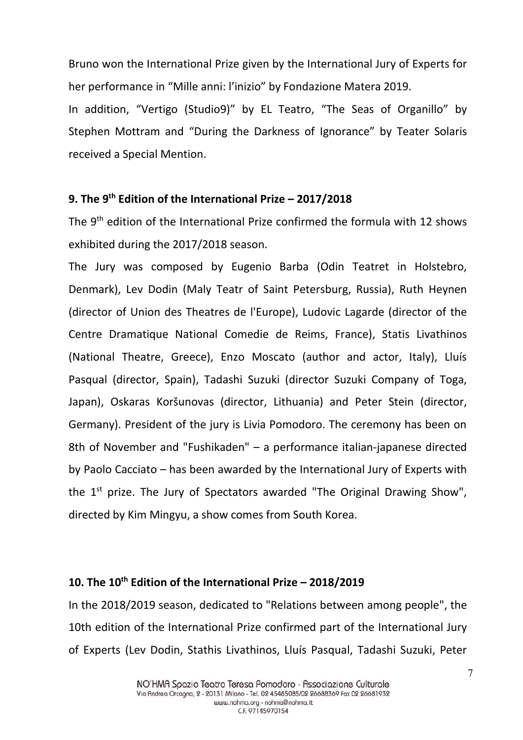Bruno won the International Prize given by the International Jury of Experts for her performance in "Mille anni: l'inizio" by Fondazione Matera 2019.

In addition, "Vertigo (Studio9)" by EL Teatro, "The Seas of Organillo" by Stephen Mottram and "During the Darkness of Ignorance" by Teater Solaris received a Special Mention.

### 9. The 9th Edition of the International Prize – 2017/2018

The 9th edition of the International Prize confirmed the formula with 12 shows exhibited during the 2017/2018 season.

The Jury was composed by Eugenio Barba (Odin Teatret in Holstebro, Denmark), Lev Dodin (Maly Teatr of Saint Petersburg, Russia), Ruth Heynen (director of Union des Theatres de l'Europe), Ludovic Lagarde (director of the Centre Dramatique National Comedie de Reims, France), Statis Livathinos (National Theatre, Greece), Enzo Moscato (author and actor, Italy), Lluís Pasqual (director, Spain), Tadashi Suzuki (director Suzuki Company of Toga, Japan), Oskaras Koršunovas (director, Lithuania) and Peter Stein (director, Germany). President of the jury is Livia Pomodoro. The ceremony has been on 8th of November and "Fushikaden" – a performance italian-japanese directed by Paolo Cacciato – has been awarded by the International Jury of Experts with the 1st prize. The Jury of Spectators awarded "The Original Drawing Show", directed by Kim Mingyu, a show comes from South Korea.

### 10. The 10th Edition of the International Prize – 2018/2019

In the 2018/2019 season, dedicated to "Relations between among people", the 10th edition of the International Prize confirmed part of the International Jury of Experts (Lev Dodin, Stathis Livathinos, Lluís Pasqual, Tadashi Suzuki, Peter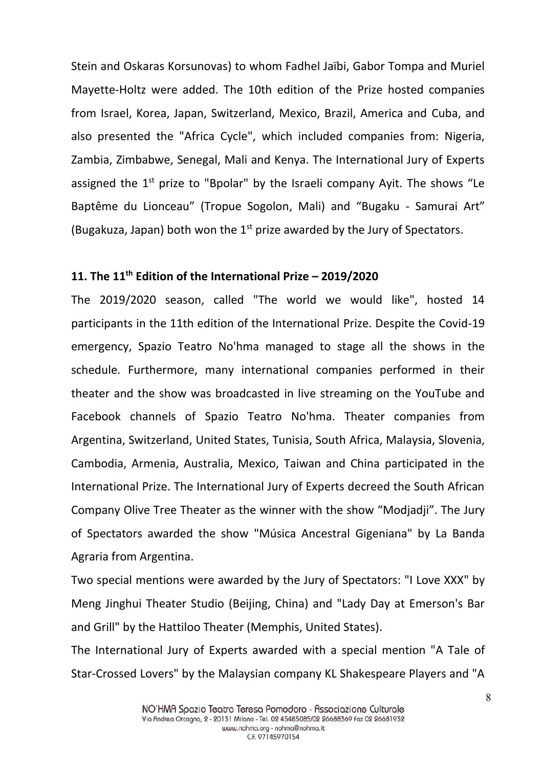Stein and Oskaras Korsunovas) to whom Fadhel Jaïbi, Gabor Tompa and Muriel Mayette-Holtz were added. The 10th edition of the Prize hosted companies from Israel, Korea, Japan, Switzerland, Mexico, Brazil, America and Cuba, and also presented the "Africa Cycle", which included companies from: Nigeria, Zambia, Zimbabwe, Senegal, Mali and Kenya. The International Jury of Experts assigned the 1st prize to "Bpolar" by the Israeli company Ayit. The shows "Le Baptême du Lionceau" (Tropue Sogolon, Mali) and "Bugaku - Samurai Art" (Bugakuza, Japan) both won the 1st prize awarded by the Jury of Spectators.

## 11. The 11th Edition of the International Prize – 2019/2020

The 2019/2020 season, called "The world we would like", hosted 14 participants in the 11th edition of the International Prize. Despite the Covid-19 emergency, Spazio Teatro No'hma managed to stage all the shows in the schedule. Furthermore, many international companies performed in their theater and the show was broadcasted in live streaming on the YouTube and Facebook channels of Spazio Teatro No'hma. Theater companies from Argentina, Switzerland, United States, Tunisia, South Africa, Malaysia, Slovenia, Cambodia, Armenia, Australia, Mexico, Taiwan and China participated in the International Prize. The International Jury of Experts decreed the South African Company Olive Tree Theater as the winner with the show "Modjadji". The Jury of Spectators awarded the show "Música Ancestral Gigeniana" by La Banda Agraria from Argentina.

Two special mentions were awarded by the Jury of Spectators: "I Love XXX" by Meng Jinghui Theater Studio (Beijing, China) and "Lady Day at Emerson's Bar and Grill" by the Hattiloo Theater (Memphis, United States).

The International Jury of Experts awarded with a special mention "A Tale of Star-Crossed Lovers" by the Malaysian company KL Shakespeare Players and "A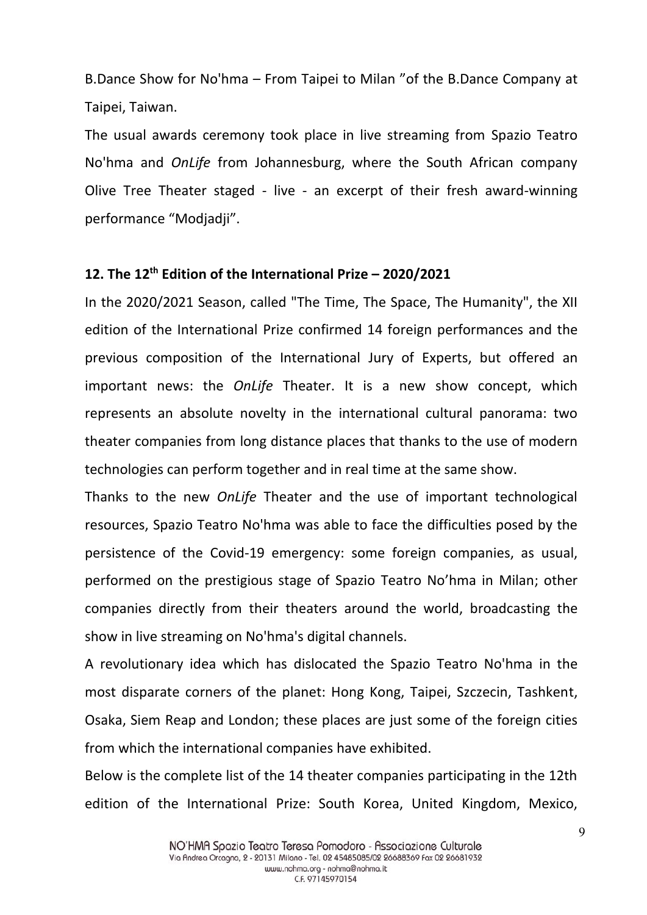B.Dance Show for No'hma – From Taipei to Milan ”of the B.Dance Company at Taipei, Taiwan.

The usual awards ceremony took place in live streaming from Spazio Teatro No'hma and *OnLife* from Johannesburg, where the South African company Olive Tree Theater staged - live - an excerpt of their fresh award-winning performance “Modjadji”.

## 12. The 12th Edition of the International Prize – 2020/2021

In the 2020/2021 Season, called "The Time, The Space, The Humanity", the XII edition of the International Prize confirmed 14 foreign performances and the previous composition of the International Jury of Experts, but offered an important news: the *OnLife* Theater. It is a new show concept, which represents an absolute novelty in the international cultural panorama: two theater companies from long distance places that thanks to the use of modern technologies can perform together and in real time at the same show.

Thanks to the new *OnLife* Theater and the use of important technological resources, Spazio Teatro No'hma was able to face the difficulties posed by the persistence of the Covid-19 emergency: some foreign companies, as usual, performed on the prestigious stage of Spazio Teatro No’hma in Milan; other companies directly from their theaters around the world, broadcasting the show in live streaming on No'hma's digital channels.

A revolutionary idea which has dislocated the Spazio Teatro No'hma in the most disparate corners of the planet: Hong Kong, Taipei, Szczecin, Tashkent, Osaka, Siem Reap and London; these places are just some of the foreign cities from which the international companies have exhibited.

Below is the complete list of the 14 theater companies participating in the 12th edition of the International Prize: South Korea, United Kingdom, Mexico,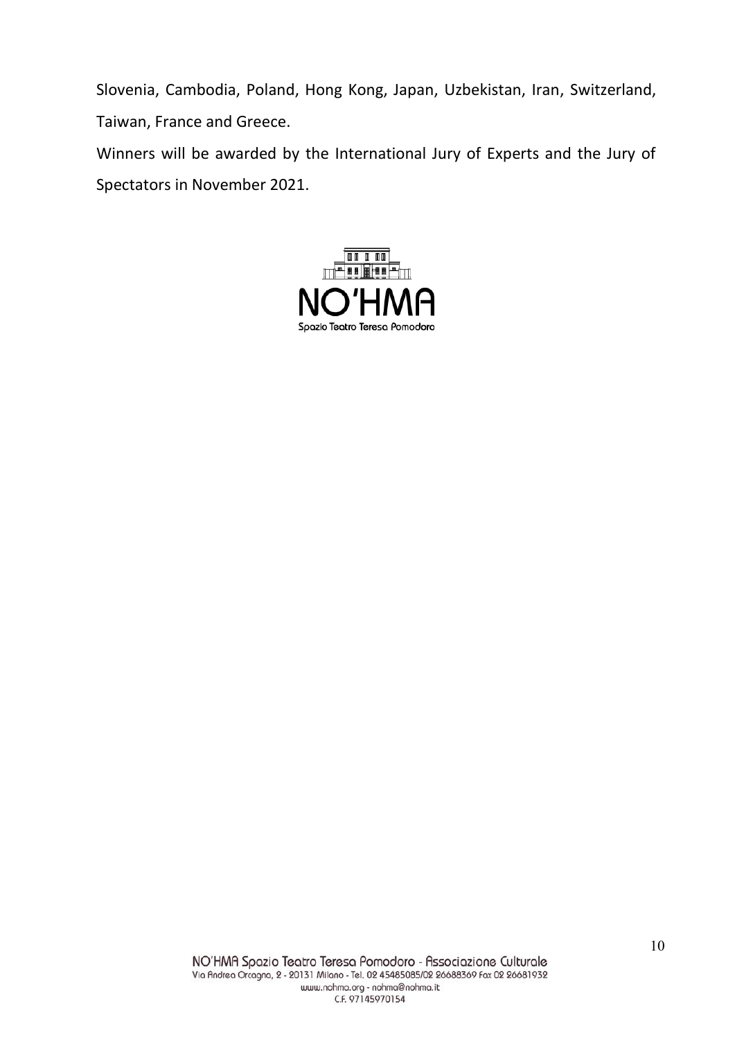Slovenia, Cambodia, Poland, Hong Kong, Japan, Uzbekistan, Iran, Switzerland, Taiwan, France and Greece.

Winners will be awarded by the International Jury of Experts and the Jury of Spectators in November 2021.